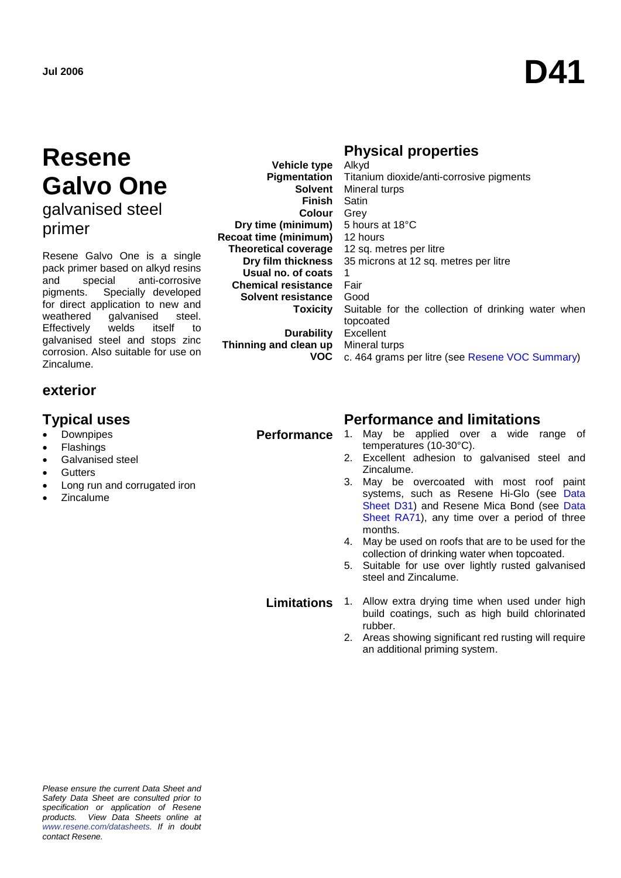Jul 2006

# D41

# Resene Galvo One

## galvanised steel primer

Resene Galvo One is a single pack primer based on alkyd resins and special anti-corrosive pigments. Specially developed for direct application to new and weathered galvanised steel. Effectively welds itself to galvanised steel and stops zinc corrosion. Also suitable for use on Zincalume.

### exterior

## Typical uses

- Downpipes
- Flashings
- Galvanised steel
- Gutters
- Long run and corrugated iron
- Zincalume

## Physical properties

| | |
|---|---|
| **Vehicle type** | Alkyd |
| **Pigmentation** | Titanium dioxide/anti-corrosive pigments |
| **Solvent** | Mineral turps |
| **Finish** | Satin |
| **Colour** | Grey |
| **Dry time (minimum)** | 5 hours at 18°C |
| **Recoat time (minimum)** | 12 hours |
| **Theoretical coverage** | 12 sq. metres per litre |
| **Dry film thickness** | 35 microns at 12 sq. metres per litre |
| **Usual no. of coats** | 1 |
| **Chemical resistance** | Fair |
| **Solvent resistance** | Good |
| **Toxicity** | Suitable for the collection of drinking water when topcoated |
| **Durability** | Excellent |
| **Thinning and clean up** | Mineral turps |
| **VOC** | c. 464 grams per litre (see Resene VOC Summary) |

## Performance and limitations

**Performance**

1. May be applied over a wide range of temperatures (10-30°C).
2. Excellent adhesion to galvanised steel and Zincalume.
3. May be overcoated with most roof paint systems, such as Resene Hi-Glo (see Data Sheet D31) and Resene Mica Bond (see Data Sheet RA71), any time over a period of three months.
4. May be used on roofs that are to be used for the collection of drinking water when topcoated.
5. Suitable for use over lightly rusted galvanised steel and Zincalume.

**Limitations**

1. Allow extra drying time when used under high build coatings, such as high build chlorinated rubber.
2. Areas showing significant red rusting will require an additional priming system.

*Please ensure the current Data Sheet and Safety Data Sheet are consulted prior to specification or application of Resene products. View Data Sheets online at www.resene.com/datasheets. If in doubt contact Resene.*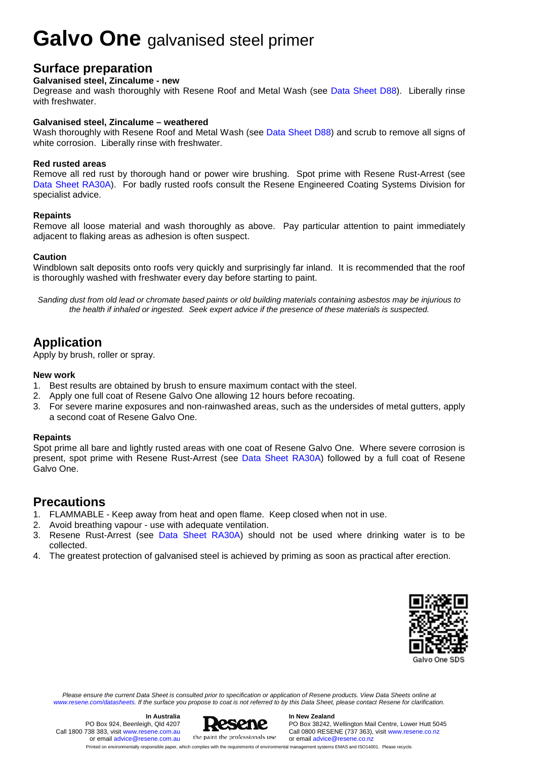# **Galvo One** galvanised steel primer

## Surface preparation

**Galvanised steel, Zincalume - new**

Degrease and wash thoroughly with Resene Roof and Metal Wash (see Data Sheet D88). Liberally rinse with freshwater.

**Galvanised steel, Zincalume – weathered**

Wash thoroughly with Resene Roof and Metal Wash (see Data Sheet D88) and scrub to remove all signs of white corrosion. Liberally rinse with freshwater.

**Red rusted areas**

Remove all red rust by thorough hand or power wire brushing. Spot prime with Resene Rust-Arrest (see Data Sheet RA30A). For badly rusted roofs consult the Resene Engineered Coating Systems Division for specialist advice.

**Repaints**

Remove all loose material and wash thoroughly as above. Pay particular attention to paint immediately adjacent to flaking areas as adhesion is often suspect.

**Caution**

Windblown salt deposits onto roofs very quickly and surprisingly far inland. It is recommended that the roof is thoroughly washed with freshwater every day before starting to paint.

*Sanding dust from old lead or chromate based paints or old building materials containing asbestos may be injurious to the health if inhaled or ingested. Seek expert advice if the presence of these materials is suspected.*

## Application

Apply by brush, roller or spray.

**New work**

1. Best results are obtained by brush to ensure maximum contact with the steel.
2. Apply one full coat of Resene Galvo One allowing 12 hours before recoating.
3. For severe marine exposures and non-rainwashed areas, such as the undersides of metal gutters, apply a second coat of Resene Galvo One.

**Repaints**

Spot prime all bare and lightly rusted areas with one coat of Resene Galvo One. Where severe corrosion is present, spot prime with Resene Rust-Arrest (see Data Sheet RA30A) followed by a full coat of Resene Galvo One.

## Precautions

1. FLAMMABLE - Keep away from heat and open flame. Keep closed when not in use.
2. Avoid breathing vapour - use with adequate ventilation.
3. Resene Rust-Arrest (see Data Sheet RA30A) should not be used where drinking water is to be collected.
4. The greatest protection of galvanised steel is achieved by priming as soon as practical after erection.

Galvo One SDS

*Please ensure the current Data Sheet is consulted prior to specification or application of Resene products. View Data Sheets online at www.resene.com/datasheets. If the surface you propose to coat is not referred to by this Data Sheet, please contact Resene for clarification.*

**In Australia**
PO Box 924, Beenleigh, Qld 4207
Call 1800 738 383, visit www.resene.com.au
or email advice@resene.com.au

Resene
the paint the professionals use

**In New Zealand**
PO Box 38242, Wellington Mail Centre, Lower Hutt 5045
Call 0800 RESENE (737 363), visit www.resene.co.nz
or email advice@resene.co.nz

Printed on environmentally responsible paper, which complies with the requirements of environmental management systems EMAS and ISO14001. Please recycle.